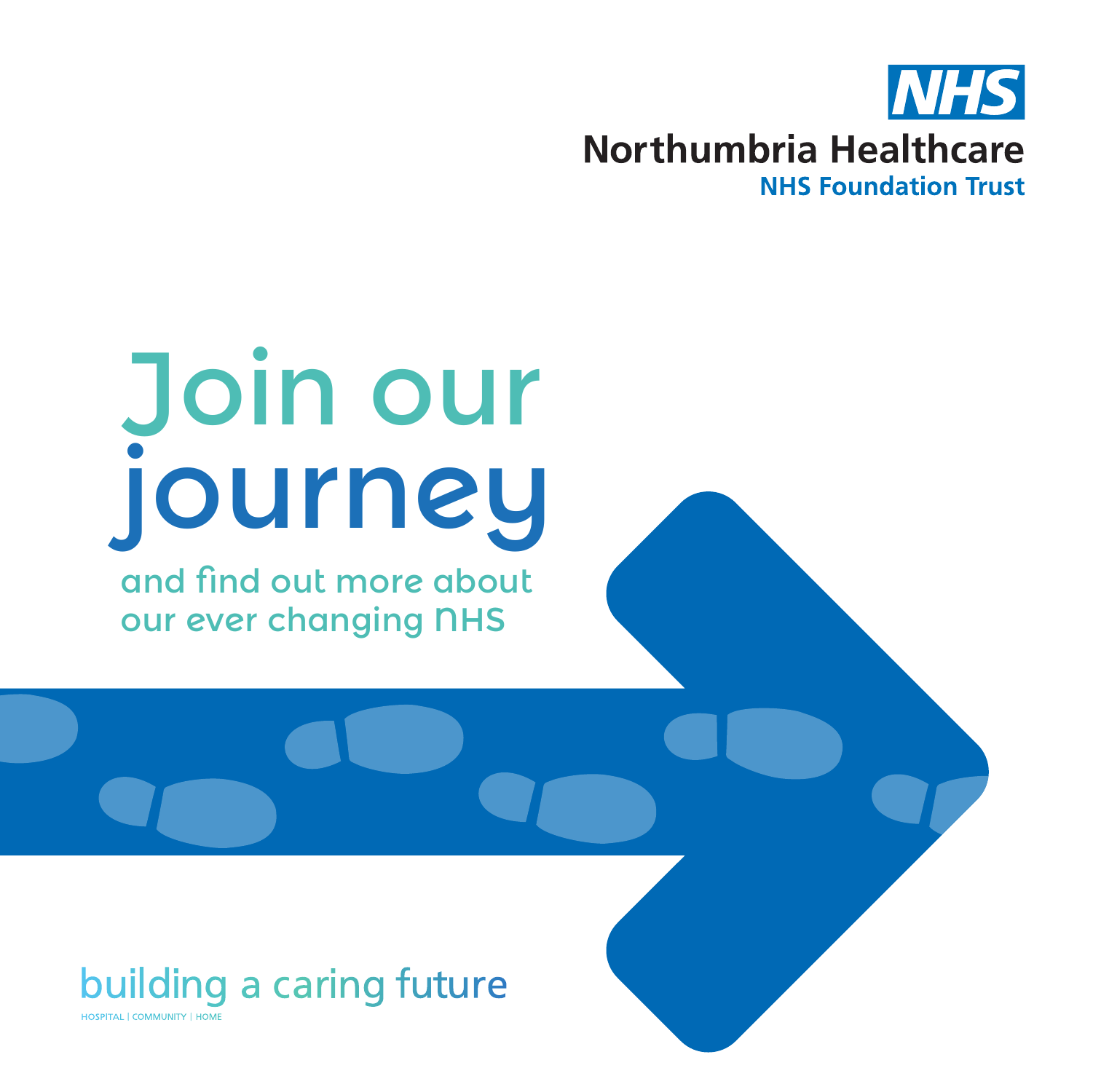**NHS**

**Northumbria Healthcare**
**NHS Foundation Trust**

# Join our journey

## and find out more about our ever changing NHS

building a caring future

HOSPITAL | COMMUNITY | HOME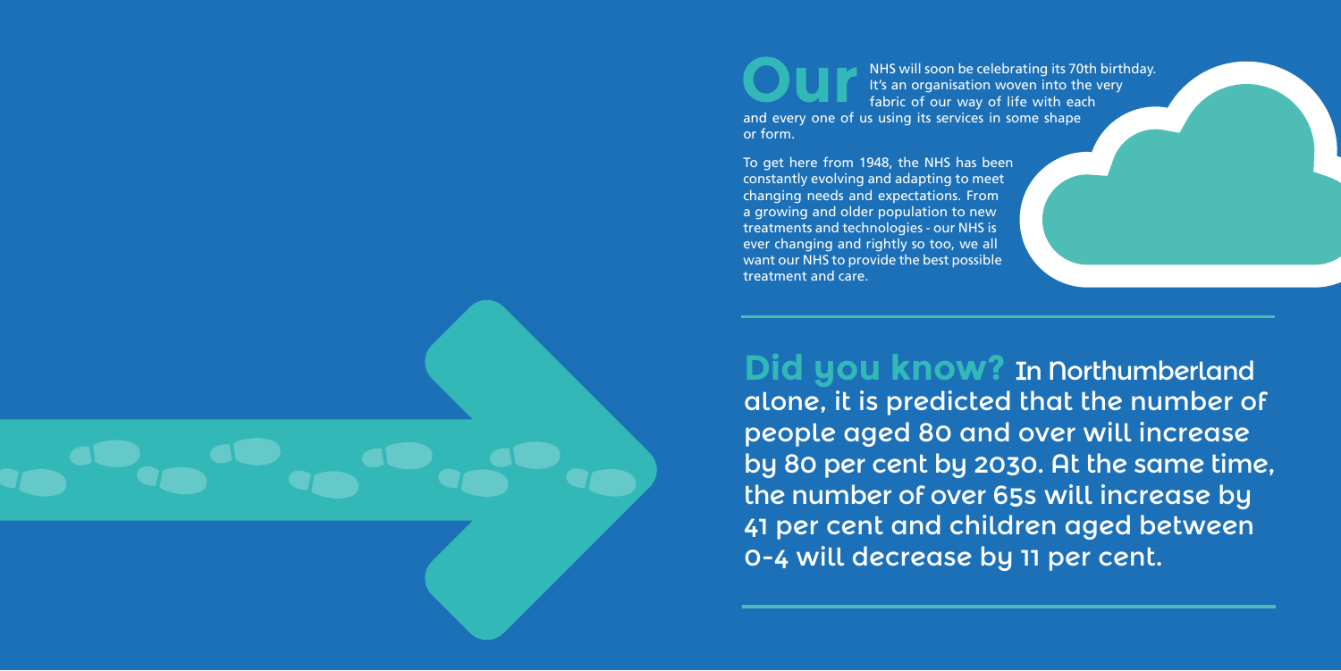**Our** NHS will soon be celebrating its 70th birthday. It's an organisation woven into the very fabric of our way of life with each and every one of us using its services in some shape or form.

To get here from 1948, the NHS has been constantly evolving and adapting to meet changing needs and expectations. From a growing and older population to new treatments and technologies - our NHS is ever changing and rightly so too, we all want our NHS to provide the best possible treatment and care.

**Did you know?** In Northumberland alone, it is predicted that the number of people aged 80 and over will increase by 80 per cent by 2030. At the same time, the number of over 65s will increase by 41 per cent and children aged between 0-4 will decrease by 11 per cent.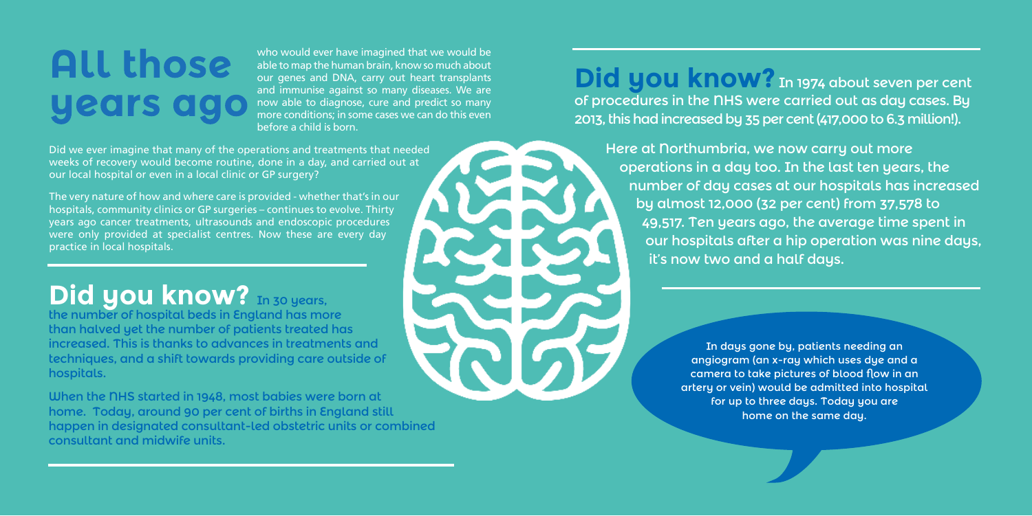# All those years ago

who would ever have imagined that we would be able to map the human brain, know so much about our genes and DNA, carry out heart transplants and immunise against so many diseases. We are now able to diagnose, cure and predict so many more conditions; in some cases we can do this even before a child is born.

Did we ever imagine that many of the operations and treatments that needed weeks of recovery would become routine, done in a day, and carried out at our local hospital or even in a local clinic or GP surgery?

The very nature of how and where care is provided - whether that's in our hospitals, community clinics or GP surgeries – continues to evolve. Thirty years ago cancer treatments, ultrasounds and endoscopic procedures were only provided at specialist centres. Now these are every day practice in local hospitals.

## Did you know?

In 30 years, the number of hospital beds in England has more than halved yet the number of patients treated has increased. This is thanks to advances in treatments and techniques, and a shift towards providing care outside of hospitals.

When the NHS started in 1948, most babies were born at home. Today, around 90 per cent of births in England still happen in designated consultant-led obstetric units or combined consultant and midwife units.

## Did you know?

In 1974 about seven per cent of procedures in the NHS were carried out as day cases. By 2013, this had increased by 35 per cent (417,000 to 6.3 million!).

Here at Northumbria, we now carry out more operations in a day too. In the last ten years, the number of day cases at our hospitals has increased by almost 12,000 (32 per cent) from 37,578 to 49,517. Ten years ago, the average time spent in our hospitals after a hip operation was nine days, it's now two and a half days.

In days gone by, patients needing an angiogram (an x-ray which uses dye and a camera to take pictures of blood flow in an artery or vein) would be admitted into hospital for up to three days. Today you are home on the same day.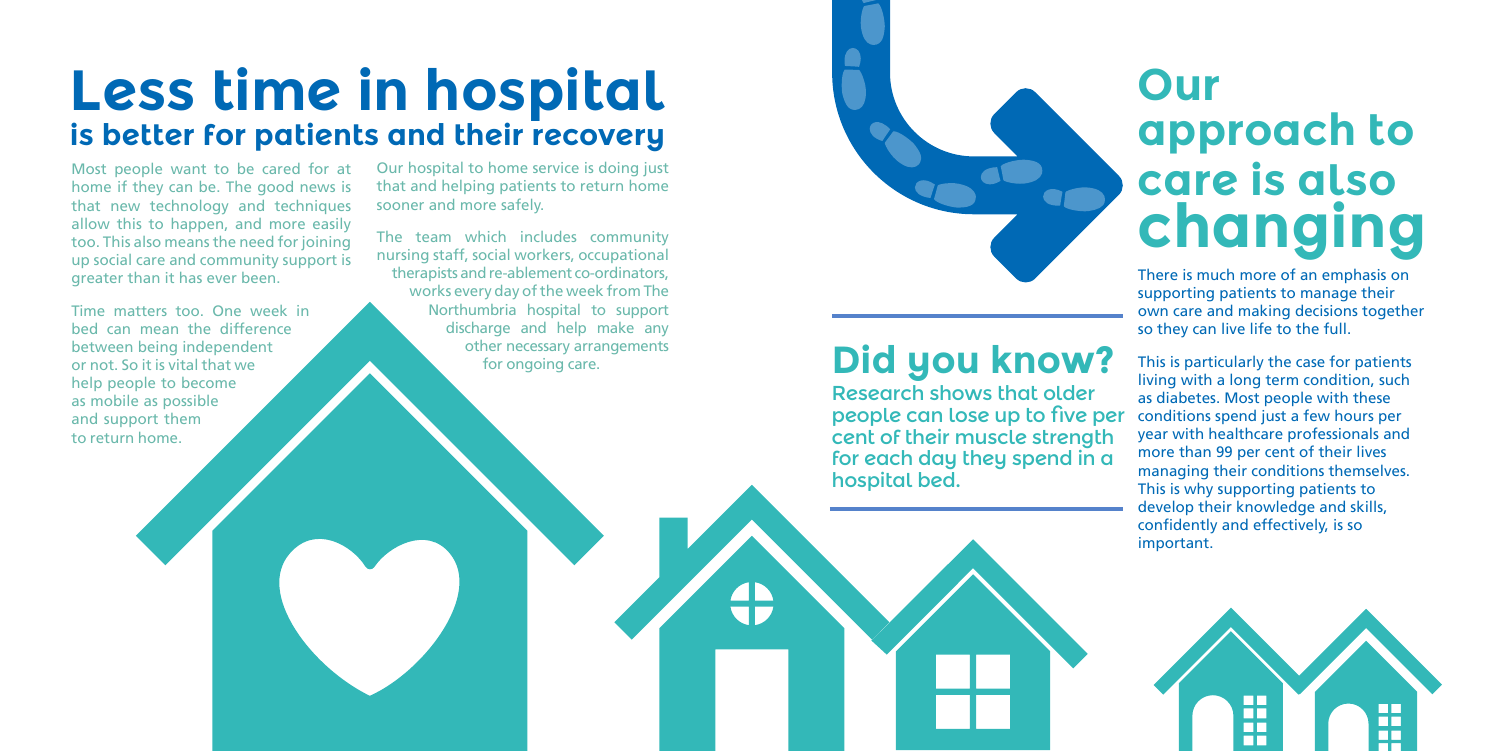# Less time in hospital

## is better for patients and their recovery

Most people want to be cared for at home if they can be. The good news is that new technology and techniques allow this to happen, and more easily too. This also means the need for joining up social care and community support is greater than it has ever been.

Time matters too. One week in bed can mean the difference between being independent or not. So it is vital that we help people to become as mobile as possible and support them to return home.

Our hospital to home service is doing just that and helping patients to return home sooner and more safely.

The team which includes community nursing staff, social workers, occupational therapists and re-ablement co-ordinators, works every day of the week from The Northumbria hospital to support discharge and help make any other necessary arrangements for ongoing care.

## Did you know?

Research shows that older people can lose up to five per cent of their muscle strength for each day they spend in a hospital bed.

# Our approach to care is also changing

There is much more of an emphasis on supporting patients to manage their own care and making decisions together so they can live life to the full.

This is particularly the case for patients living with a long term condition, such as diabetes. Most people with these conditions spend just a few hours per year with healthcare professionals and more than 99 per cent of their lives managing their conditions themselves. This is why supporting patients to develop their knowledge and skills, confidently and effectively, is so important.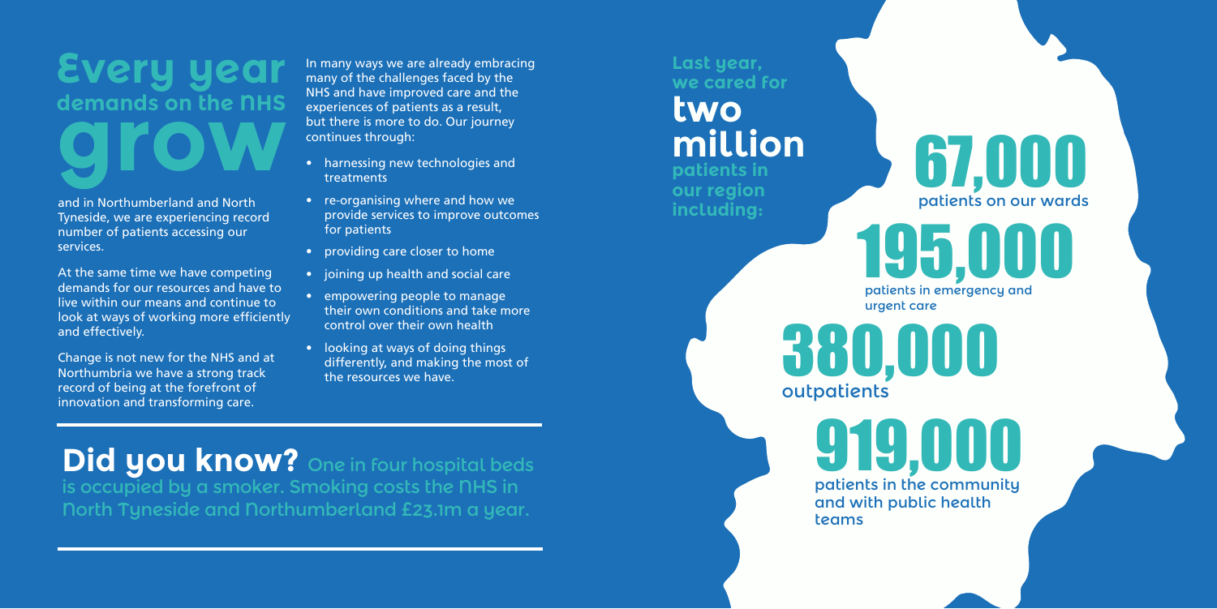# Every year demands on the NHS grow

and in Northumberland and North Tyneside, we are experiencing record number of patients accessing our services.

At the same time we have competing demands for our resources and have to live within our means and continue to look at ways of working more efficiently and effectively.

Change is not new for the NHS and at Northumbria we have a strong track record of being at the forefront of innovation and transforming care.

In many ways we are already embracing many of the challenges faced by the NHS and have improved care and the experiences of patients as a result, but there is more to do. Our journey continues through:

- harnessing new technologies and treatments
- re-organising where and how we provide services to improve outcomes for patients
- providing care closer to home
- joining up health and social care
- empowering people to manage their own conditions and take more control over their own health
- looking at ways of doing things differently, and making the most of the resources we have.

**Did you know?** One in four hospital beds is occupied by a smoker. Smoking costs the NHS in North Tyneside and Northumberland £23.1m a year.

## Last year, we cared for two million patients in our region including:

**67,000** patients on our wards

**195,000** patients in emergency and urgent care

**380,000** outpatients

**919,000** patients in the community and with public health teams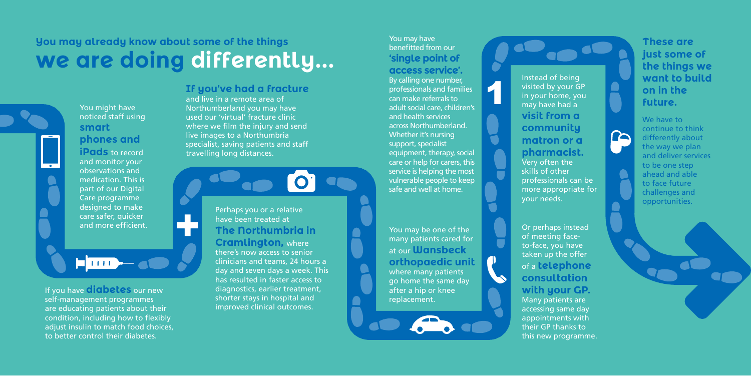## You may already know about some of the things we are doing differently...

You might have noticed staff using **smart phones and iPads** to record and monitor your observations and medication. This is part of our Digital Care programme designed to make care safer, quicker and more efficient.

If you have **diabetes** our new self-management programmes are educating patients about their condition, including how to flexibly adjust insulin to match food choices, to better control their diabetes.

**If you've had a fracture** and live in a remote area of Northumberland you may have used our 'virtual' fracture clinic where we film the injury and send live images to a Northumbria specialist, saving patients and staff travelling long distances.

Perhaps you or a relative have been treated at **The Northumbria in Cramlington,** where there's now access to senior clinicians and teams, 24 hours a day and seven days a week. This has resulted in faster access to diagnostics, earlier treatment, shorter stays in hospital and improved clinical outcomes.

You may have benefitted from our **'single point of access service'.** By calling one number, professionals and families can make referrals to adult social care, children's and health services across Northumberland. Whether it's nursing support, specialist equipment, therapy, social care or help for carers, this service is helping the most vulnerable people to keep safe and well at home.

You may be one of the many patients cared for at our **Wansbeck orthopaedic unit** where many patients go home the same day after a hip or knee replacement.

Instead of being visited by your GP in your home, you may have had a **visit from a community matron or a pharmacist.** Very often the skills of other professionals can be more appropriate for your needs.

Or perhaps instead of meeting face-to-face, you have taken up the offer of a **telephone consultation with your GP.** Many patients are accessing same day appointments with their GP thanks to this new programme.

### These are just some of the things we want to build on in the future.

We have to continue to think differently about the way we plan and deliver services to be one step ahead and able to face future challenges and opportunities.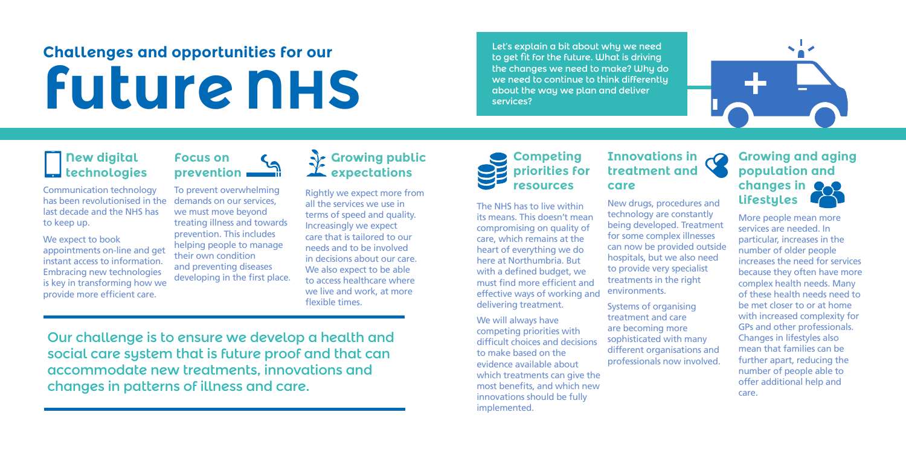# Challenges and opportunities for our Future NHS

Let's explain a bit about why we need to get fit for the future. What is driving the changes we need to make? Why do we need to continue to think differently about the way we plan and deliver services?

## New digital technologies

Communication technology has been revolutionised in the last decade and the NHS has to keep up.

We expect to book appointments on-line and get instant access to information. Embracing new technologies is key in transforming how we provide more efficient care.

## Focus on prevention

To prevent overwhelming demands on our services, we must move beyond treating illness and towards prevention. This includes helping people to manage their own condition and preventing diseases developing in the first place.

## Growing public expectations

Rightly we expect more from all the services we use in terms of speed and quality. Increasingly we expect care that is tailored to our needs and to be involved in decisions about our care. We also expect to be able to access healthcare where we live and work, at more flexible times.

Our challenge is to ensure we develop a health and social care system that is future proof and that can accommodate new treatments, innovations and changes in patterns of illness and care.

## Competing priorities for resources

The NHS has to live within its means. This doesn't mean compromising on quality of care, which remains at the heart of everything we do here at Northumbria. But with a defined budget, we must find more efficient and effective ways of working and delivering treatment.

We will always have competing priorities with difficult choices and decisions to make based on the evidence available about which treatments can give the most benefits, and which new innovations should be fully implemented.

## Innovations in treatment and care

New drugs, procedures and technology are constantly being developed. Treatment for some complex illnesses can now be provided outside hospitals, but we also need to provide very specialist treatments in the right environments.

Systems of organising treatment and care are becoming more sophisticated with many different organisations and professionals now involved.

## Growing and aging population and changes in lifestyles

More people mean more services are needed. In particular, increases in the number of older people increases the need for services because they often have more complex health needs. Many of these health needs need to be met closer to or at home with increased complexity for GPs and other professionals. Changes in lifestyles also mean that families can be further apart, reducing the number of people able to offer additional help and care.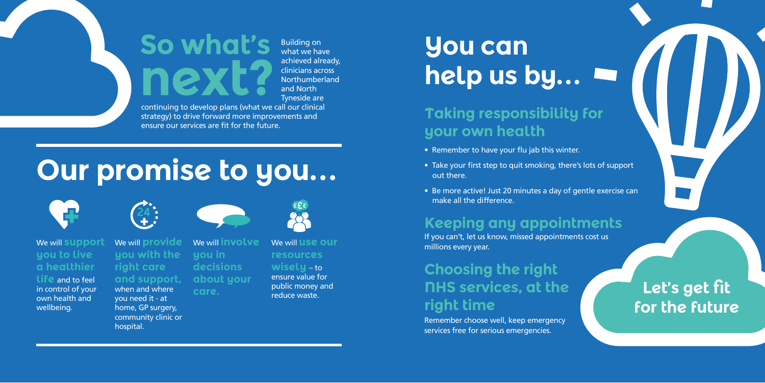# So what's next?

Building on what we have achieved already, clinicians across Northumberland and North Tyneside are continuing to develop plans (what we call our clinical strategy) to drive forward more improvements and ensure our services are fit for the future.

# Our promise to you...

We will **support you to live a healthier life** and to feel in control of your own health and wellbeing.

We will **provide you with the right care and support,** when and where you need it - at home, GP surgery, community clinic or hospital.

We will **involve you in decisions about your care.**

We will **use our resources wisely** – to ensure value for public money and reduce waste.

# You can help us by...

## Taking responsibility for your own health

- Remember to have your flu jab this winter.
- Take your first step to quit smoking, there's lots of support out there.
- Be more active! Just 20 minutes a day of gentle exercise can make all the difference.

## Keeping any appointments

If you can't, let us know, missed appointments cost us millions every year.

## Choosing the right NHS services, at the right time

Remember choose well, keep emergency services free for serious emergencies.

**Let's get fit for the future**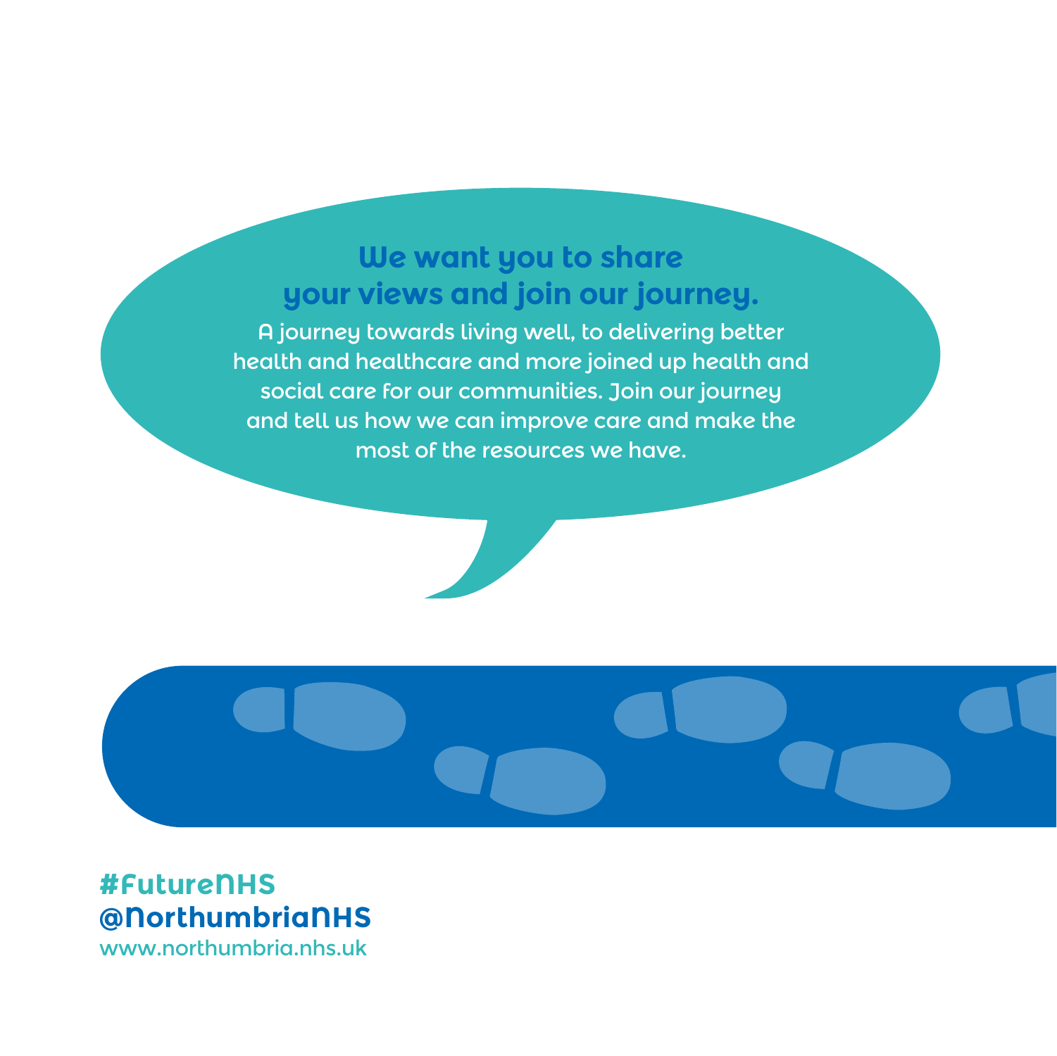## We want you to share your views and join our journey.

A journey towards living well, to delivering better health and healthcare and more joined up health and social care for our communities. Join our journey and tell us how we can improve care and make the most of the resources we have.

**#FutureNHS**
**@NorthumbriaNHS**
www.northumbria.nhs.uk